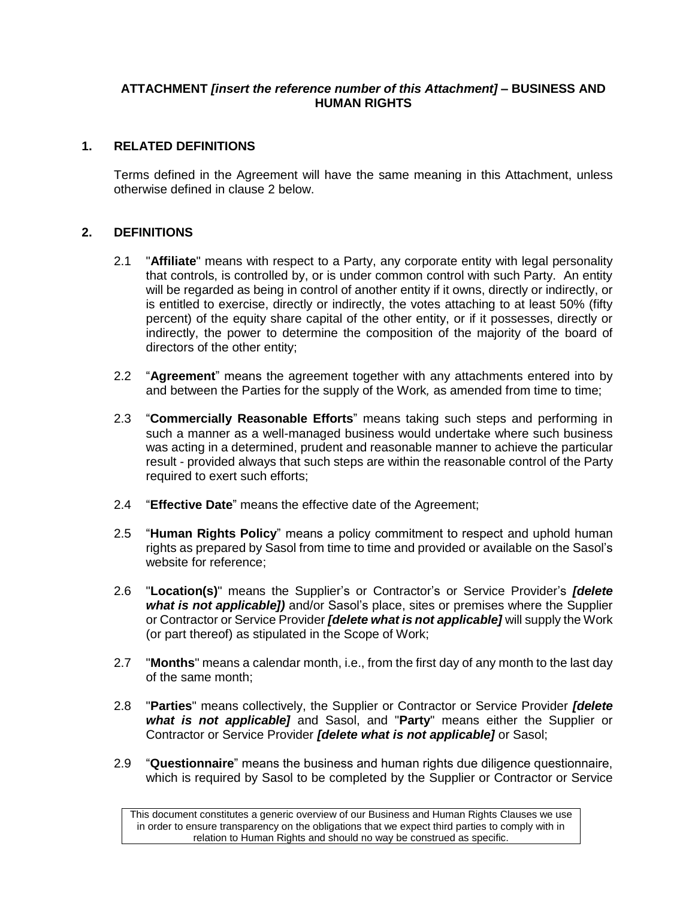**ATTACHMENT *[insert the reference number of this Attachment]* – BUSINESS AND HUMAN RIGHTS**

## 1. RELATED DEFINITIONS

Terms defined in the Agreement will have the same meaning in this Attachment, unless otherwise defined in clause 2 below.

## 2. DEFINITIONS

2.1 "**Affiliate**" means with respect to a Party, any corporate entity with legal personality that controls, is controlled by, or is under common control with such Party. An entity will be regarded as being in control of another entity if it owns, directly or indirectly, or is entitled to exercise, directly or indirectly, the votes attaching to at least 50% (fifty percent) of the equity share capital of the other entity, or if it possesses, directly or indirectly, the power to determine the composition of the majority of the board of directors of the other entity;

2.2 "**Agreement**" means the agreement together with any attachments entered into by and between the Parties for the supply of the Work*,* as amended from time to time;

2.3 "**Commercially Reasonable Efforts**" means taking such steps and performing in such a manner as a well-managed business would undertake where such business was acting in a determined, prudent and reasonable manner to achieve the particular result - provided always that such steps are within the reasonable control of the Party required to exert such efforts;

2.4 "**Effective Date**" means the effective date of the Agreement;

2.5 "**Human Rights Policy**" means a policy commitment to respect and uphold human rights as prepared by Sasol from time to time and provided or available on the Sasol's website for reference;

2.6 "**Location(s)**" means the Supplier's or Contractor's or Service Provider's ***[delete what is not applicable])*** and/or Sasol's place, sites or premises where the Supplier or Contractor or Service Provider ***[delete what is not applicable]*** will supply the Work (or part thereof) as stipulated in the Scope of Work;

2.7 "**Months**" means a calendar month, i.e., from the first day of any month to the last day of the same month;

2.8 "**Parties**" means collectively, the Supplier or Contractor or Service Provider ***[delete what is not applicable]*** and Sasol, and "**Party**" means either the Supplier or Contractor or Service Provider ***[delete what is not applicable]*** or Sasol;

2.9 "**Questionnaire**" means the business and human rights due diligence questionnaire, which is required by Sasol to be completed by the Supplier or Contractor or Service

This document constitutes a generic overview of our Business and Human Rights Clauses we use in order to ensure transparency on the obligations that we expect third parties to comply with in relation to Human Rights and should no way be construed as specific.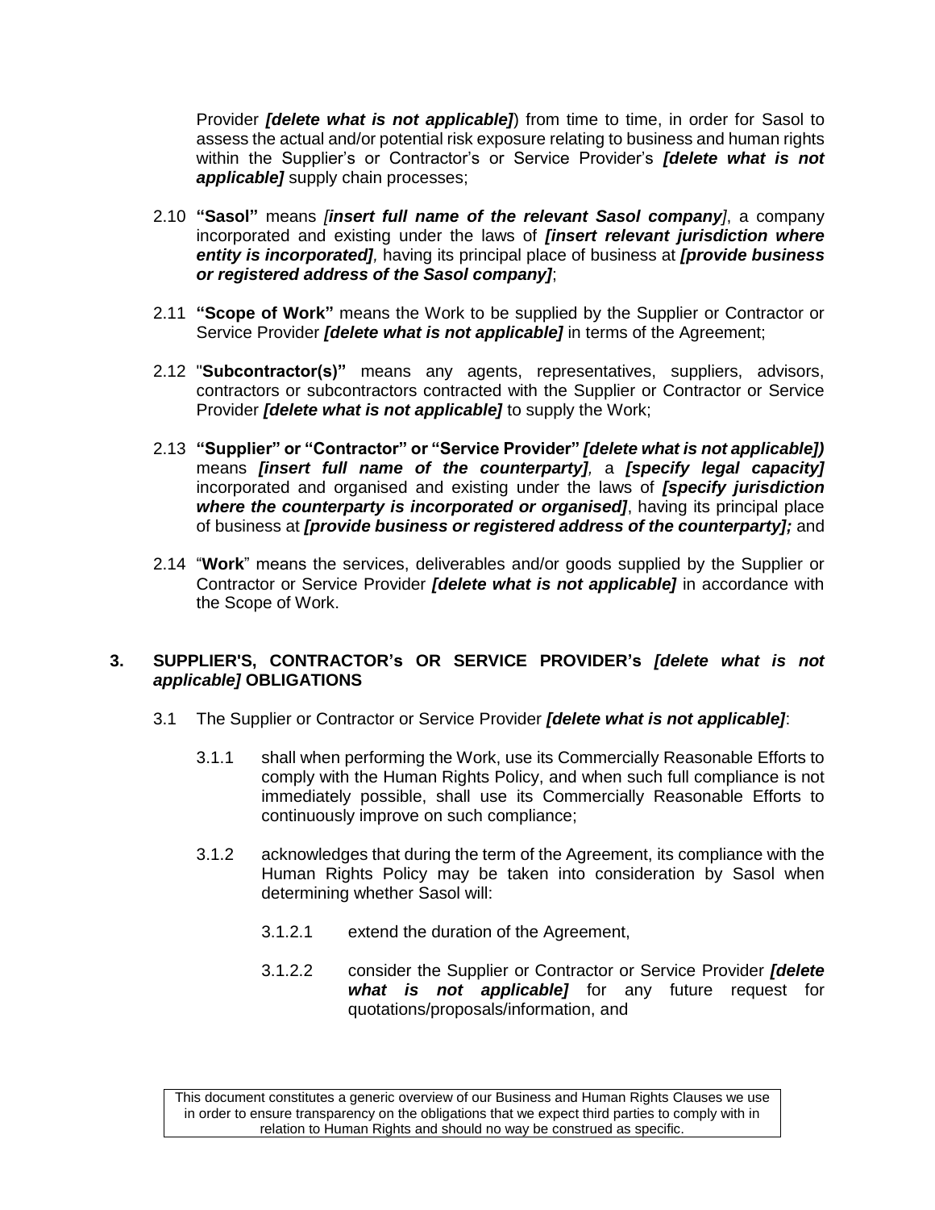Provider ***[delete what is not applicable]***) from time to time, in order for Sasol to assess the actual and/or potential risk exposure relating to business and human rights within the Supplier's or Contractor's or Service Provider's ***[delete what is not applicable]*** supply chain processes;

2.10 **"Sasol"** means *[**insert full name of the relevant Sasol company**]*, a company incorporated and existing under the laws of ***[insert relevant jurisdiction where entity is incorporated]****,* having its principal place of business at ***[provide business or registered address of the Sasol company]***;

2.11 **"Scope of Work"** means the Work to be supplied by the Supplier or Contractor or Service Provider ***[delete what is not applicable]*** in terms of the Agreement;

2.12 "**Subcontractor(s)"** means any agents, representatives, suppliers, advisors, contractors or subcontractors contracted with the Supplier or Contractor or Service Provider ***[delete what is not applicable]*** to supply the Work;

2.13 **"Supplier" or "Contractor" or "Service Provider"** ***[delete what is not applicable])*** means ***[insert full name of the counterparty]****,* a ***[specify legal capacity]*** incorporated and organised and existing under the laws of ***[specify jurisdiction where the counterparty is incorporated or organised]***, having its principal place of business at ***[provide business or registered address of the counterparty];*** and

2.14 "**Work**" means the services, deliverables and/or goods supplied by the Supplier or Contractor or Service Provider ***[delete what is not applicable]*** in accordance with the Scope of Work.

## 3. SUPPLIER'S, CONTRACTOR's OR SERVICE PROVIDER's *[delete what is not applicable]* OBLIGATIONS

3.1 The Supplier or Contractor or Service Provider ***[delete what is not applicable]***:

3.1.1 shall when performing the Work, use its Commercially Reasonable Efforts to comply with the Human Rights Policy, and when such full compliance is not immediately possible, shall use its Commercially Reasonable Efforts to continuously improve on such compliance;

3.1.2 acknowledges that during the term of the Agreement, its compliance with the Human Rights Policy may be taken into consideration by Sasol when determining whether Sasol will:

3.1.2.1 extend the duration of the Agreement,

3.1.2.2 consider the Supplier or Contractor or Service Provider ***[delete what is not applicable]*** for any future request for quotations/proposals/information, and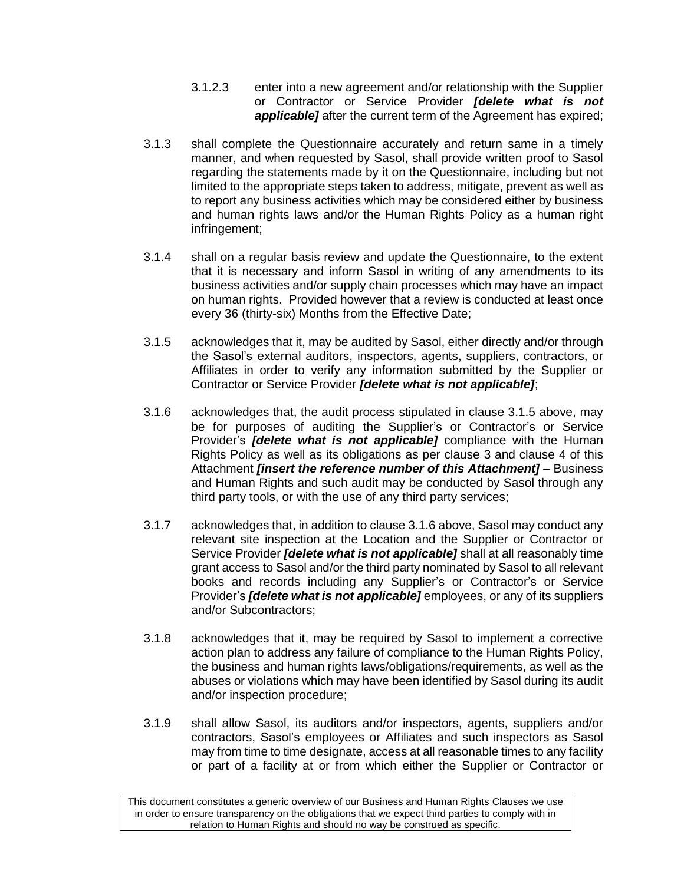3.1.2.3 enter into a new agreement and/or relationship with the Supplier or Contractor or Service Provider ***[delete what is not applicable]*** after the current term of the Agreement has expired;

3.1.3 shall complete the Questionnaire accurately and return same in a timely manner, and when requested by Sasol, shall provide written proof to Sasol regarding the statements made by it on the Questionnaire, including but not limited to the appropriate steps taken to address, mitigate, prevent as well as to report any business activities which may be considered either by business and human rights laws and/or the Human Rights Policy as a human right infringement;

3.1.4 shall on a regular basis review and update the Questionnaire, to the extent that it is necessary and inform Sasol in writing of any amendments to its business activities and/or supply chain processes which may have an impact on human rights. Provided however that a review is conducted at least once every 36 (thirty-six) Months from the Effective Date;

3.1.5 acknowledges that it, may be audited by Sasol, either directly and/or through the Sasol's external auditors, inspectors, agents, suppliers, contractors, or Affiliates in order to verify any information submitted by the Supplier or Contractor or Service Provider ***[delete what is not applicable]***;

3.1.6 acknowledges that, the audit process stipulated in clause 3.1.5 above, may be for purposes of auditing the Supplier's or Contractor's or Service Provider's ***[delete what is not applicable]*** compliance with the Human Rights Policy as well as its obligations as per clause 3 and clause 4 of this Attachment ***[insert the reference number of this Attachment]*** – Business and Human Rights and such audit may be conducted by Sasol through any third party tools, or with the use of any third party services;

3.1.7 acknowledges that, in addition to clause 3.1.6 above, Sasol may conduct any relevant site inspection at the Location and the Supplier or Contractor or Service Provider ***[delete what is not applicable]*** shall at all reasonably time grant access to Sasol and/or the third party nominated by Sasol to all relevant books and records including any Supplier's or Contractor's or Service Provider's ***[delete what is not applicable]*** employees, or any of its suppliers and/or Subcontractors;

3.1.8 acknowledges that it, may be required by Sasol to implement a corrective action plan to address any failure of compliance to the Human Rights Policy, the business and human rights laws/obligations/requirements, as well as the abuses or violations which may have been identified by Sasol during its audit and/or inspection procedure;

3.1.9 shall allow Sasol, its auditors and/or inspectors, agents, suppliers and/or contractors, Sasol's employees or Affiliates and such inspectors as Sasol may from time to time designate, access at all reasonable times to any facility or part of a facility at or from which either the Supplier or Contractor or

This document constitutes a generic overview of our Business and Human Rights Clauses we use in order to ensure transparency on the obligations that we expect third parties to comply with in relation to Human Rights and should no way be construed as specific.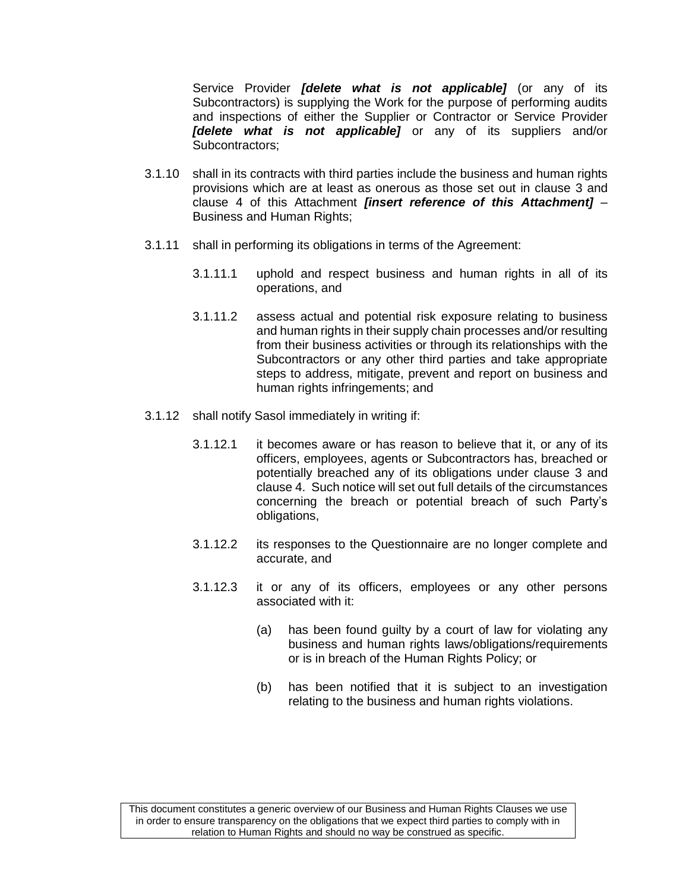Service Provider ***[delete what is not applicable]*** (or any of its Subcontractors) is supplying the Work for the purpose of performing audits and inspections of either the Supplier or Contractor or Service Provider ***[delete what is not applicable]*** or any of its suppliers and/or Subcontractors;

3.1.10 shall in its contracts with third parties include the business and human rights provisions which are at least as onerous as those set out in clause 3 and clause 4 of this Attachment ***[insert reference of this Attachment]*** – Business and Human Rights;

3.1.11 shall in performing its obligations in terms of the Agreement:

3.1.11.1 uphold and respect business and human rights in all of its operations, and

3.1.11.2 assess actual and potential risk exposure relating to business and human rights in their supply chain processes and/or resulting from their business activities or through its relationships with the Subcontractors or any other third parties and take appropriate steps to address, mitigate, prevent and report on business and human rights infringements; and

3.1.12 shall notify Sasol immediately in writing if:

3.1.12.1 it becomes aware or has reason to believe that it, or any of its officers, employees, agents or Subcontractors has, breached or potentially breached any of its obligations under clause 3 and clause 4. Such notice will set out full details of the circumstances concerning the breach or potential breach of such Party's obligations,

3.1.12.2 its responses to the Questionnaire are no longer complete and accurate, and

3.1.12.3 it or any of its officers, employees or any other persons associated with it:

(a) has been found guilty by a court of law for violating any business and human rights laws/obligations/requirements or is in breach of the Human Rights Policy; or

(b) has been notified that it is subject to an investigation relating to the business and human rights violations.

This document constitutes a generic overview of our Business and Human Rights Clauses we use in order to ensure transparency on the obligations that we expect third parties to comply with in relation to Human Rights and should no way be construed as specific.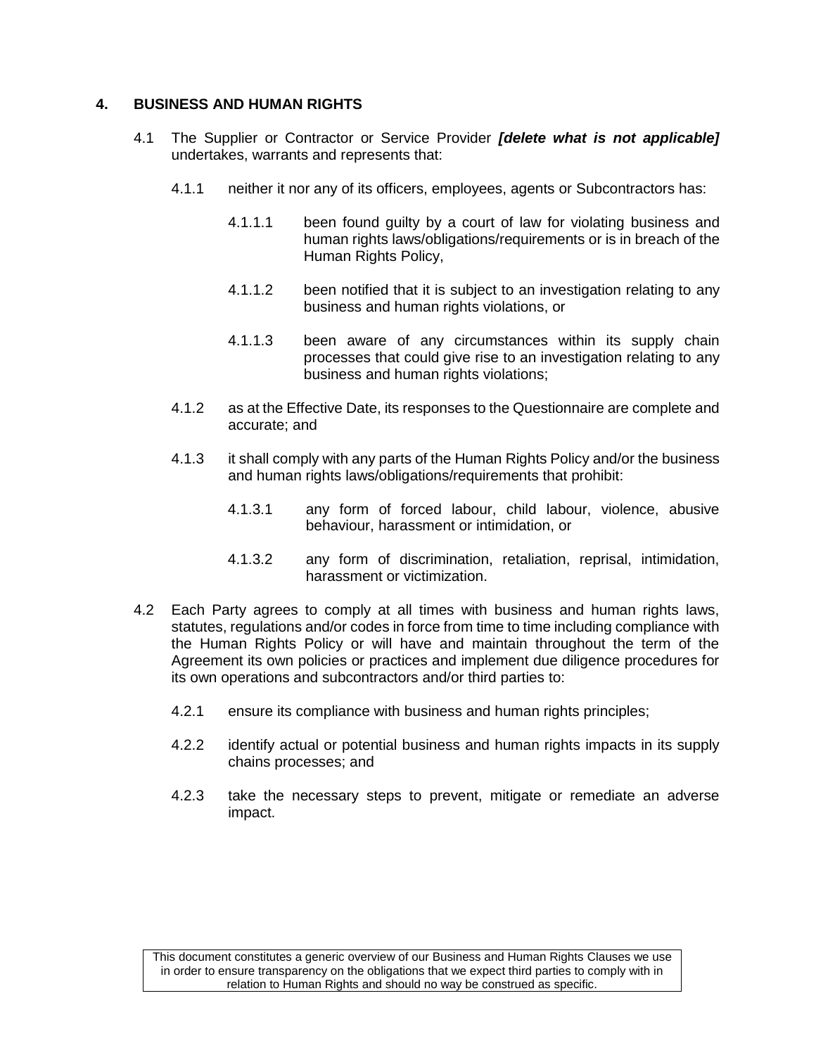## 4. BUSINESS AND HUMAN RIGHTS

4.1 The Supplier or Contractor or Service Provider ***[delete what is not applicable]*** undertakes, warrants and represents that:

4.1.1 neither it nor any of its officers, employees, agents or Subcontractors has:

4.1.1.1 been found guilty by a court of law for violating business and human rights laws/obligations/requirements or is in breach of the Human Rights Policy,

4.1.1.2 been notified that it is subject to an investigation relating to any business and human rights violations, or

4.1.1.3 been aware of any circumstances within its supply chain processes that could give rise to an investigation relating to any business and human rights violations;

4.1.2 as at the Effective Date, its responses to the Questionnaire are complete and accurate; and

4.1.3 it shall comply with any parts of the Human Rights Policy and/or the business and human rights laws/obligations/requirements that prohibit:

4.1.3.1 any form of forced labour, child labour, violence, abusive behaviour, harassment or intimidation, or

4.1.3.2 any form of discrimination, retaliation, reprisal, intimidation, harassment or victimization.

4.2 Each Party agrees to comply at all times with business and human rights laws, statutes, regulations and/or codes in force from time to time including compliance with the Human Rights Policy or will have and maintain throughout the term of the Agreement its own policies or practices and implement due diligence procedures for its own operations and subcontractors and/or third parties to:

4.2.1 ensure its compliance with business and human rights principles;

4.2.2 identify actual or potential business and human rights impacts in its supply chains processes; and

4.2.3 take the necessary steps to prevent, mitigate or remediate an adverse impact.

This document constitutes a generic overview of our Business and Human Rights Clauses we use in order to ensure transparency on the obligations that we expect third parties to comply with in relation to Human Rights and should no way be construed as specific.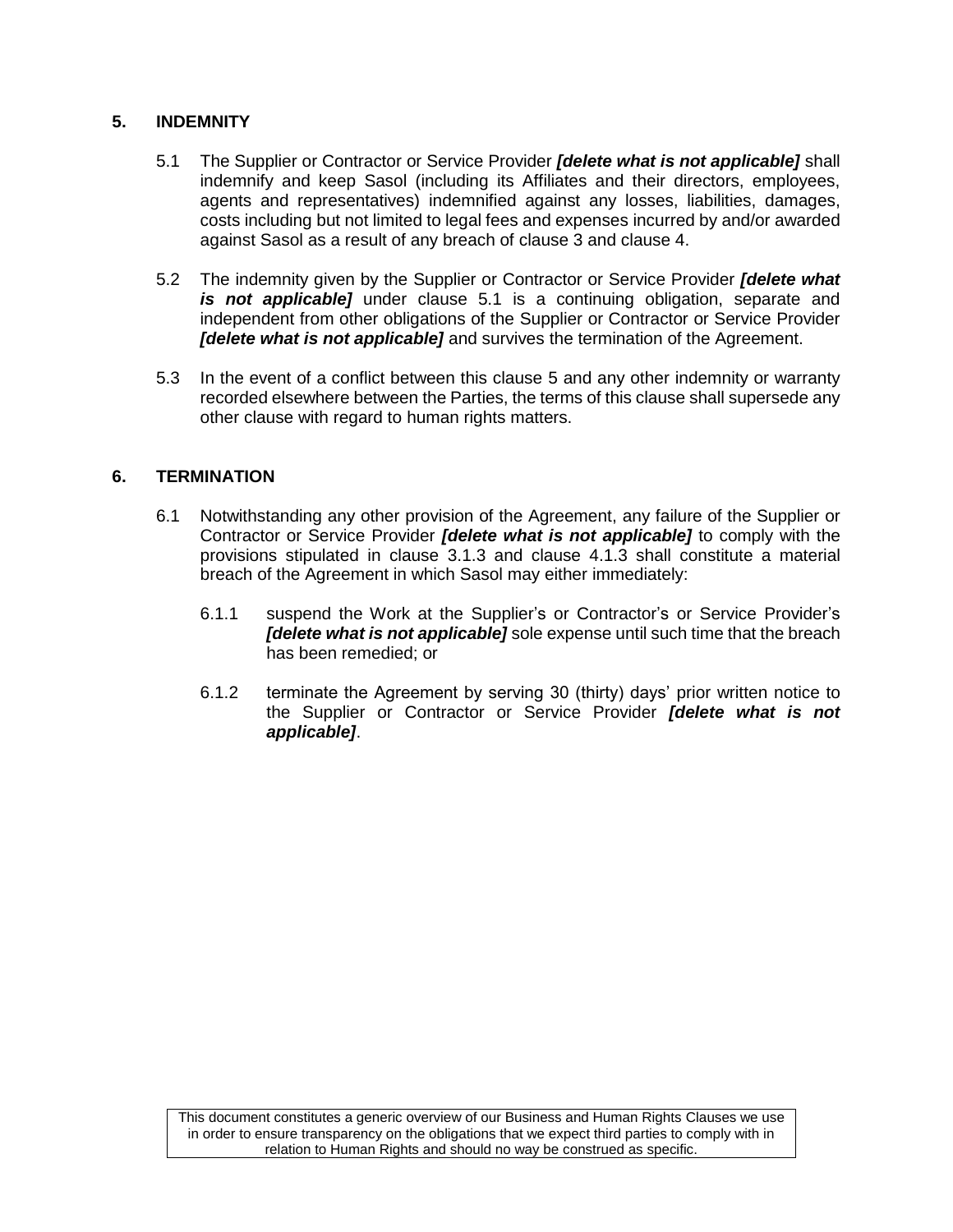## 5. INDEMNITY

5.1 The Supplier or Contractor or Service Provider ***[delete what is not applicable]*** shall indemnify and keep Sasol (including its Affiliates and their directors, employees, agents and representatives) indemnified against any losses, liabilities, damages, costs including but not limited to legal fees and expenses incurred by and/or awarded against Sasol as a result of any breach of clause 3 and clause 4.

5.2 The indemnity given by the Supplier or Contractor or Service Provider ***[delete what is not applicable]*** under clause 5.1 is a continuing obligation, separate and independent from other obligations of the Supplier or Contractor or Service Provider ***[delete what is not applicable]*** and survives the termination of the Agreement.

5.3 In the event of a conflict between this clause 5 and any other indemnity or warranty recorded elsewhere between the Parties, the terms of this clause shall supersede any other clause with regard to human rights matters.

## 6. TERMINATION

6.1 Notwithstanding any other provision of the Agreement, any failure of the Supplier or Contractor or Service Provider ***[delete what is not applicable]*** to comply with the provisions stipulated in clause 3.1.3 and clause 4.1.3 shall constitute a material breach of the Agreement in which Sasol may either immediately:

6.1.1 suspend the Work at the Supplier's or Contractor's or Service Provider's ***[delete what is not applicable]*** sole expense until such time that the breach has been remedied; or

6.1.2 terminate the Agreement by serving 30 (thirty) days' prior written notice to the Supplier or Contractor or Service Provider ***[delete what is not applicable]***.

This document constitutes a generic overview of our Business and Human Rights Clauses we use in order to ensure transparency on the obligations that we expect third parties to comply with in relation to Human Rights and should no way be construed as specific.